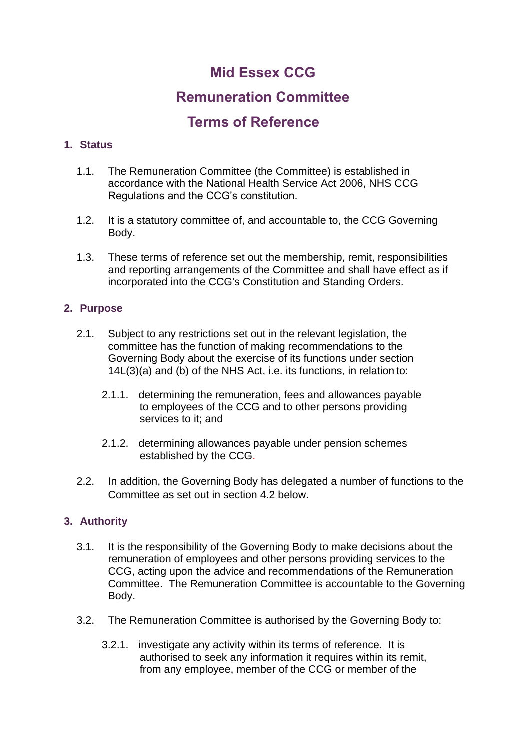# Mid Essex CCG

# Remuneration Committee

# Terms of Reference

## 1. Status

1.1. The Remuneration Committee (the Committee) is established in accordance with the National Health Service Act 2006, NHS CCG Regulations and the CCG's constitution.

1.2. It is a statutory committee of, and accountable to, the CCG Governing Body.

1.3. These terms of reference set out the membership, remit, responsibilities and reporting arrangements of the Committee and shall have effect as if incorporated into the CCG's Constitution and Standing Orders.

## 2. Purpose

2.1. Subject to any restrictions set out in the relevant legislation, the committee has the function of making recommendations to the Governing Body about the exercise of its functions under section 14L(3)(a) and (b) of the NHS Act, i.e. its functions, in relation to:

2.1.1. determining the remuneration, fees and allowances payable to employees of the CCG and to other persons providing services to it; and

2.1.2. determining allowances payable under pension schemes established by the CCG.

2.2. In addition, the Governing Body has delegated a number of functions to the Committee as set out in section 4.2 below.

## 3. Authority

3.1. It is the responsibility of the Governing Body to make decisions about the remuneration of employees and other persons providing services to the CCG, acting upon the advice and recommendations of the Remuneration Committee. The Remuneration Committee is accountable to the Governing Body.

3.2. The Remuneration Committee is authorised by the Governing Body to:

3.2.1. investigate any activity within its terms of reference. It is authorised to seek any information it requires within its remit, from any employee, member of the CCG or member of the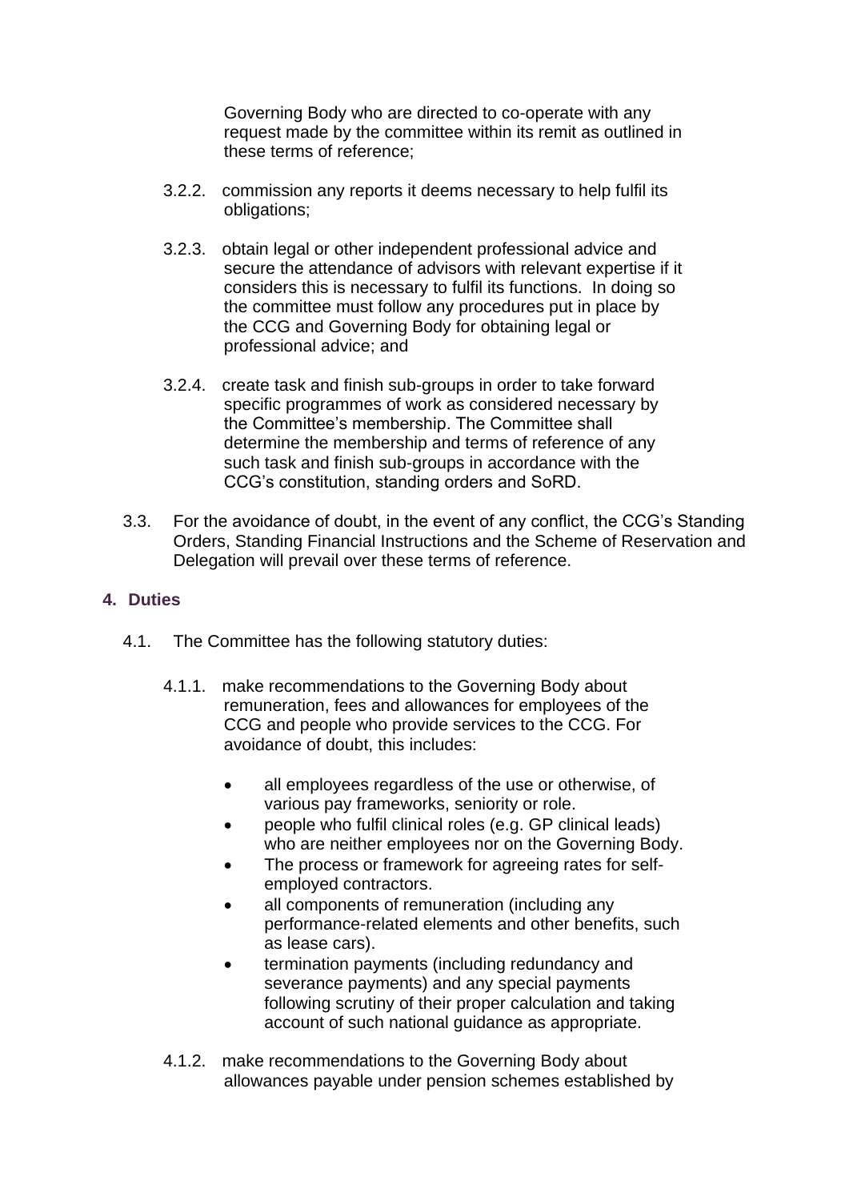Governing Body who are directed to co-operate with any request made by the committee within its remit as outlined in these terms of reference;

3.2.2. commission any reports it deems necessary to help fulfil its obligations;

3.2.3. obtain legal or other independent professional advice and secure the attendance of advisors with relevant expertise if it considers this is necessary to fulfil its functions. In doing so the committee must follow any procedures put in place by the CCG and Governing Body for obtaining legal or professional advice; and

3.2.4. create task and finish sub-groups in order to take forward specific programmes of work as considered necessary by the Committee's membership. The Committee shall determine the membership and terms of reference of any such task and finish sub-groups in accordance with the CCG's constitution, standing orders and SoRD.

3.3. For the avoidance of doubt, in the event of any conflict, the CCG's Standing Orders, Standing Financial Instructions and the Scheme of Reservation and Delegation will prevail over these terms of reference.

## 4. Duties

4.1. The Committee has the following statutory duties:

4.1.1. make recommendations to the Governing Body about remuneration, fees and allowances for employees of the CCG and people who provide services to the CCG. For avoidance of doubt, this includes:

- all employees regardless of the use or otherwise, of various pay frameworks, seniority or role.
- people who fulfil clinical roles (e.g. GP clinical leads) who are neither employees nor on the Governing Body.
- The process or framework for agreeing rates for self-employed contractors.
- all components of remuneration (including any performance-related elements and other benefits, such as lease cars).
- termination payments (including redundancy and severance payments) and any special payments following scrutiny of their proper calculation and taking account of such national guidance as appropriate.

4.1.2. make recommendations to the Governing Body about allowances payable under pension schemes established by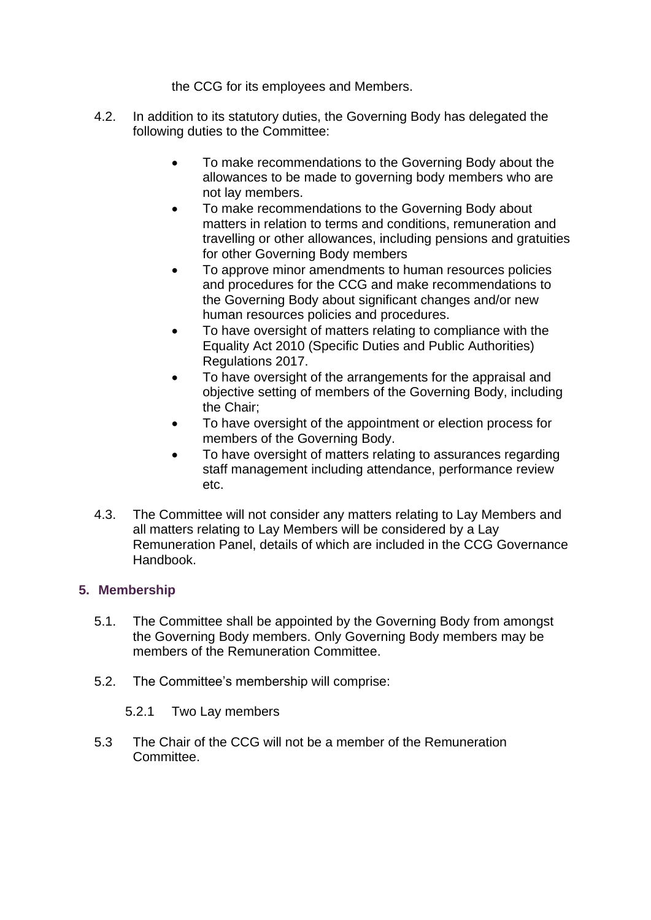the CCG for its employees and Members.

4.2. In addition to its statutory duties, the Governing Body has delegated the following duties to the Committee:

- To make recommendations to the Governing Body about the allowances to be made to governing body members who are not lay members.
- To make recommendations to the Governing Body about matters in relation to terms and conditions, remuneration and travelling or other allowances, including pensions and gratuities for other Governing Body members
- To approve minor amendments to human resources policies and procedures for the CCG and make recommendations to the Governing Body about significant changes and/or new human resources policies and procedures.
- To have oversight of matters relating to compliance with the Equality Act 2010 (Specific Duties and Public Authorities) Regulations 2017.
- To have oversight of the arrangements for the appraisal and objective setting of members of the Governing Body, including the Chair;
- To have oversight of the appointment or election process for members of the Governing Body.
- To have oversight of matters relating to assurances regarding staff management including attendance, performance review etc.

4.3. The Committee will not consider any matters relating to Lay Members and all matters relating to Lay Members will be considered by a Lay Remuneration Panel, details of which are included in the CCG Governance Handbook.

## 5. Membership

5.1. The Committee shall be appointed by the Governing Body from amongst the Governing Body members. Only Governing Body members may be members of the Remuneration Committee.

5.2. The Committee's membership will comprise:

5.2.1 Two Lay members

5.3 The Chair of the CCG will not be a member of the Remuneration Committee.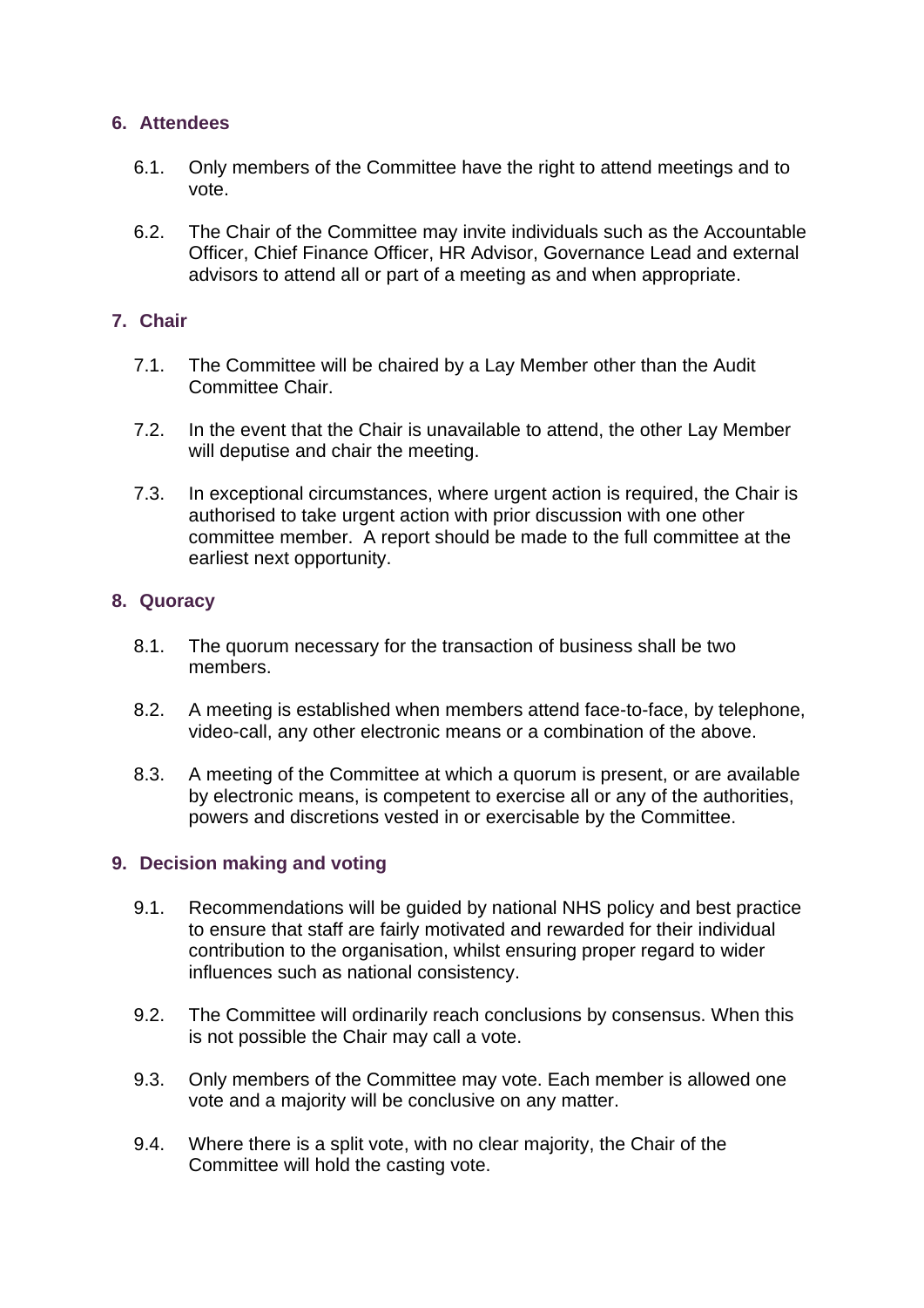## 6. Attendees

6.1. Only members of the Committee have the right to attend meetings and to vote.

6.2. The Chair of the Committee may invite individuals such as the Accountable Officer, Chief Finance Officer, HR Advisor, Governance Lead and external advisors to attend all or part of a meeting as and when appropriate.

## 7. Chair

7.1. The Committee will be chaired by a Lay Member other than the Audit Committee Chair.

7.2. In the event that the Chair is unavailable to attend, the other Lay Member will deputise and chair the meeting.

7.3. In exceptional circumstances, where urgent action is required, the Chair is authorised to take urgent action with prior discussion with one other committee member. A report should be made to the full committee at the earliest next opportunity.

## 8. Quoracy

8.1. The quorum necessary for the transaction of business shall be two members.

8.2. A meeting is established when members attend face-to-face, by telephone, video-call, any other electronic means or a combination of the above.

8.3. A meeting of the Committee at which a quorum is present, or are available by electronic means, is competent to exercise all or any of the authorities, powers and discretions vested in or exercisable by the Committee.

## 9. Decision making and voting

9.1. Recommendations will be guided by national NHS policy and best practice to ensure that staff are fairly motivated and rewarded for their individual contribution to the organisation, whilst ensuring proper regard to wider influences such as national consistency.

9.2. The Committee will ordinarily reach conclusions by consensus. When this is not possible the Chair may call a vote.

9.3. Only members of the Committee may vote. Each member is allowed one vote and a majority will be conclusive on any matter.

9.4. Where there is a split vote, with no clear majority, the Chair of the Committee will hold the casting vote.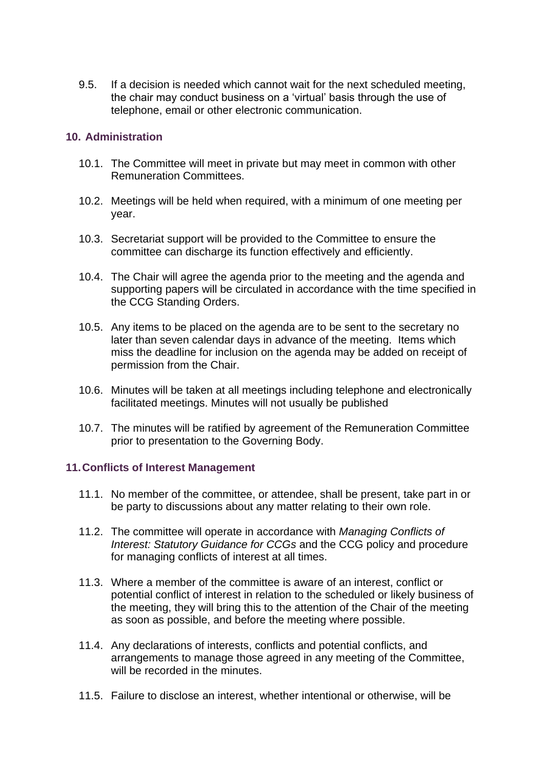9.5. If a decision is needed which cannot wait for the next scheduled meeting, the chair may conduct business on a 'virtual' basis through the use of telephone, email or other electronic communication.

## 10. Administration

10.1. The Committee will meet in private but may meet in common with other Remuneration Committees.

10.2. Meetings will be held when required, with a minimum of one meeting per year.

10.3. Secretariat support will be provided to the Committee to ensure the committee can discharge its function effectively and efficiently.

10.4. The Chair will agree the agenda prior to the meeting and the agenda and supporting papers will be circulated in accordance with the time specified in the CCG Standing Orders.

10.5. Any items to be placed on the agenda are to be sent to the secretary no later than seven calendar days in advance of the meeting. Items which miss the deadline for inclusion on the agenda may be added on receipt of permission from the Chair.

10.6. Minutes will be taken at all meetings including telephone and electronically facilitated meetings. Minutes will not usually be published

10.7. The minutes will be ratified by agreement of the Remuneration Committee prior to presentation to the Governing Body.

## 11. Conflicts of Interest Management

11.1. No member of the committee, or attendee, shall be present, take part in or be party to discussions about any matter relating to their own role.

11.2. The committee will operate in accordance with *Managing Conflicts of Interest: Statutory Guidance for CCGs* and the CCG policy and procedure for managing conflicts of interest at all times.

11.3. Where a member of the committee is aware of an interest, conflict or potential conflict of interest in relation to the scheduled or likely business of the meeting, they will bring this to the attention of the Chair of the meeting as soon as possible, and before the meeting where possible.

11.4. Any declarations of interests, conflicts and potential conflicts, and arrangements to manage those agreed in any meeting of the Committee, will be recorded in the minutes.

11.5. Failure to disclose an interest, whether intentional or otherwise, will be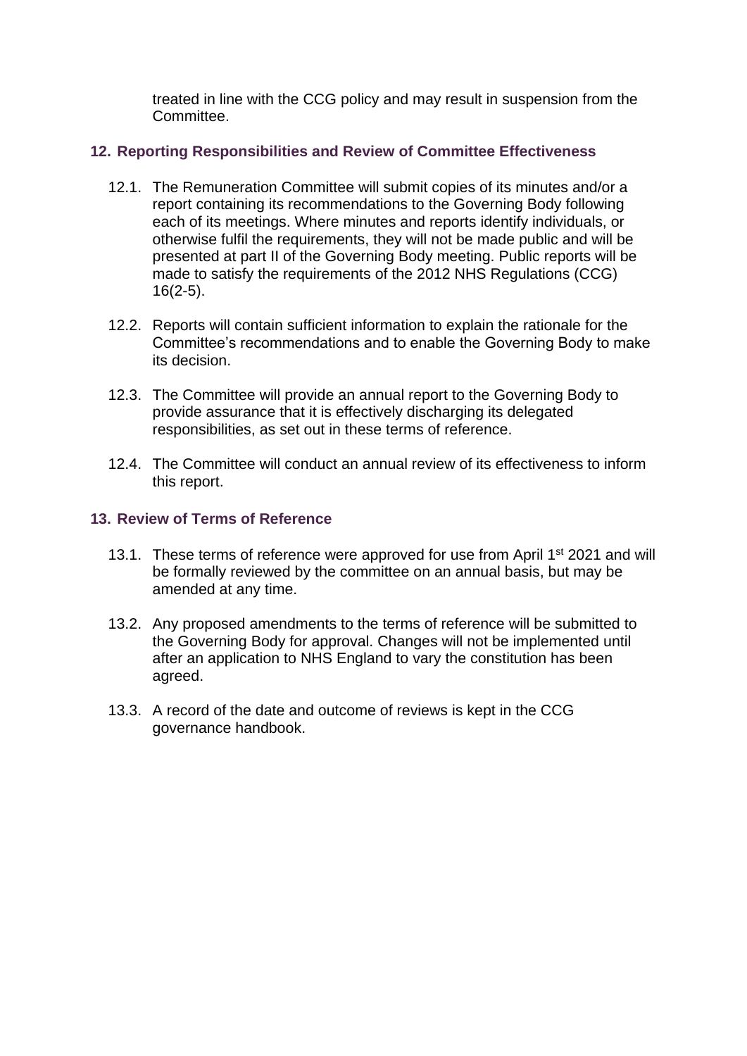treated in line with the CCG policy and may result in suspension from the Committee.

## 12. Reporting Responsibilities and Review of Committee Effectiveness

12.1. The Remuneration Committee will submit copies of its minutes and/or a report containing its recommendations to the Governing Body following each of its meetings. Where minutes and reports identify individuals, or otherwise fulfil the requirements, they will not be made public and will be presented at part II of the Governing Body meeting. Public reports will be made to satisfy the requirements of the 2012 NHS Regulations (CCG) 16(2-5).

12.2. Reports will contain sufficient information to explain the rationale for the Committee's recommendations and to enable the Governing Body to make its decision.

12.3. The Committee will provide an annual report to the Governing Body to provide assurance that it is effectively discharging its delegated responsibilities, as set out in these terms of reference.

12.4. The Committee will conduct an annual review of its effectiveness to inform this report.

## 13. Review of Terms of Reference

13.1. These terms of reference were approved for use from April 1st 2021 and will be formally reviewed by the committee on an annual basis, but may be amended at any time.

13.2. Any proposed amendments to the terms of reference will be submitted to the Governing Body for approval. Changes will not be implemented until after an application to NHS England to vary the constitution has been agreed.

13.3. A record of the date and outcome of reviews is kept in the CCG governance handbook.